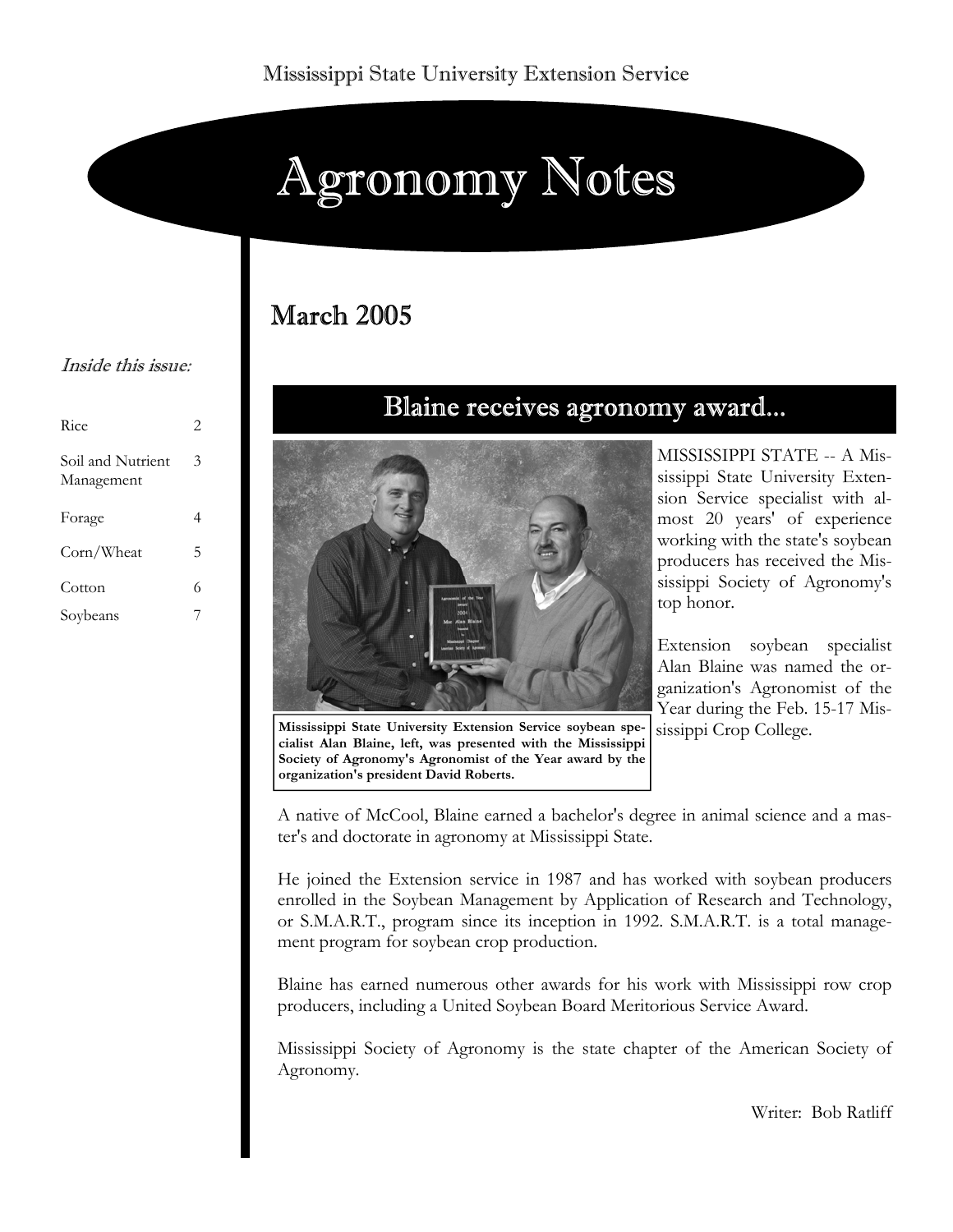Mississippi State University Extension Service

# Agronomy Notes

## March 2005

*Inside this issue:*

| | |
|---|---|
| Rice | 2 |
| Soil and Nutrient Management | 3 |
| Forage | 4 |
| Corn/Wheat | 5 |
| Cotton | 6 |
| Soybeans | 7 |

## Blaine receives agronomy award...

**Mississippi State University Extension Service soybean specialist Alan Blaine, left, was presented with the Mississippi Society of Agronomy's Agronomist of the Year award by the organization's president David Roberts.**

MISSISSIPPI STATE -- A Mississippi State University Extension Service specialist with almost 20 years' of experience working with the state's soybean producers has received the Mississippi Society of Agronomy's top honor.

Extension soybean specialist Alan Blaine was named the organization's Agronomist of the Year during the Feb. 15-17 Mississippi Crop College.

A native of McCool, Blaine earned a bachelor's degree in animal science and a master's and doctorate in agronomy at Mississippi State.

He joined the Extension service in 1987 and has worked with soybean producers enrolled in the Soybean Management by Application of Research and Technology, or S.M.A.R.T., program since its inception in 1992. S.M.A.R.T. is a total management program for soybean crop production.

Blaine has earned numerous other awards for his work with Mississippi row crop producers, including a United Soybean Board Meritorious Service Award.

Mississippi Society of Agronomy is the state chapter of the American Society of Agronomy.

Writer: Bob Ratliff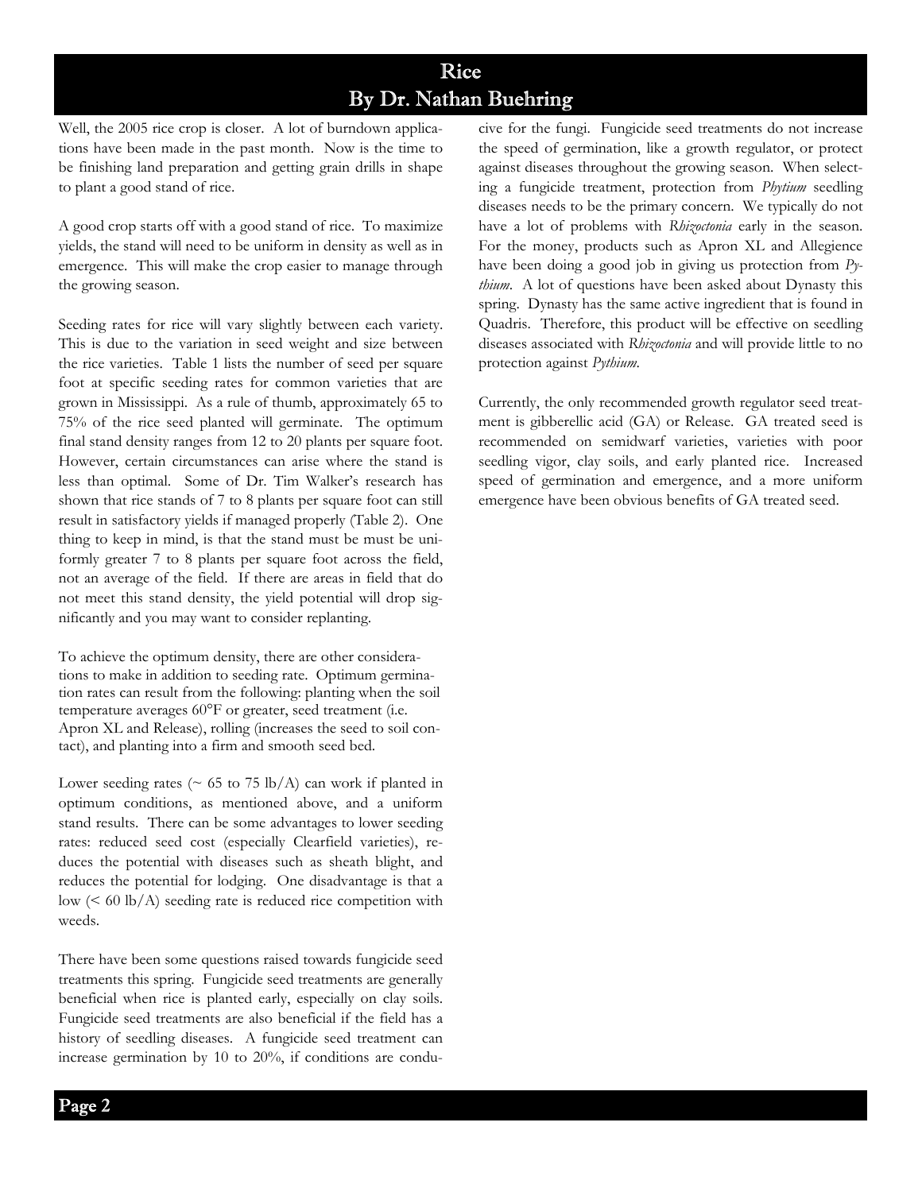# Rice

## By Dr. Nathan Buehring

Well, the 2005 rice crop is closer. A lot of burndown applications have been made in the past month. Now is the time to be finishing land preparation and getting grain drills in shape to plant a good stand of rice.

A good crop starts off with a good stand of rice. To maximize yields, the stand will need to be uniform in density as well as in emergence. This will make the crop easier to manage through the growing season.

Seeding rates for rice will vary slightly between each variety. This is due to the variation in seed weight and size between the rice varieties. Table 1 lists the number of seed per square foot at specific seeding rates for common varieties that are grown in Mississippi. As a rule of thumb, approximately 65 to 75% of the rice seed planted will germinate. The optimum final stand density ranges from 12 to 20 plants per square foot. However, certain circumstances can arise where the stand is less than optimal. Some of Dr. Tim Walker's research has shown that rice stands of 7 to 8 plants per square foot can still result in satisfactory yields if managed properly (Table 2). One thing to keep in mind, is that the stand must be must be uniformly greater 7 to 8 plants per square foot across the field, not an average of the field. If there are areas in field that do not meet this stand density, the yield potential will drop significantly and you may want to consider replanting.

To achieve the optimum density, there are other considerations to make in addition to seeding rate. Optimum germination rates can result from the following: planting when the soil temperature averages 60°F or greater, seed treatment (i.e. Apron XL and Release), rolling (increases the seed to soil contact), and planting into a firm and smooth seed bed.

Lower seeding rates (~ 65 to 75 lb/A) can work if planted in optimum conditions, as mentioned above, and a uniform stand results. There can be some advantages to lower seeding rates: reduced seed cost (especially Clearfield varieties), reduces the potential with diseases such as sheath blight, and reduces the potential for lodging. One disadvantage is that a low (< 60 lb/A) seeding rate is reduced rice competition with weeds.

There have been some questions raised towards fungicide seed treatments this spring. Fungicide seed treatments are generally beneficial when rice is planted early, especially on clay soils. Fungicide seed treatments are also beneficial if the field has a history of seedling diseases. A fungicide seed treatment can increase germination by 10 to 20%, if conditions are conducive for the fungi. Fungicide seed treatments do not increase the speed of germination, like a growth regulator, or protect against diseases throughout the growing season. When selecting a fungicide treatment, protection from *Phytium* seedling diseases needs to be the primary concern. We typically do not have a lot of problems with *Rhizoctonia* early in the season. For the money, products such as Apron XL and Allegience have been doing a good job in giving us protection from *Pythium*. A lot of questions have been asked about Dynasty this spring. Dynasty has the same active ingredient that is found in Quadris. Therefore, this product will be effective on seedling diseases associated with *Rhizoctonia* and will provide little to no protection against *Pythium*.

Currently, the only recommended growth regulator seed treatment is gibberellic acid (GA) or Release. GA treated seed is recommended on semidwarf varieties, varieties with poor seedling vigor, clay soils, and early planted rice. Increased speed of germination and emergence, and a more uniform emergence have been obvious benefits of GA treated seed.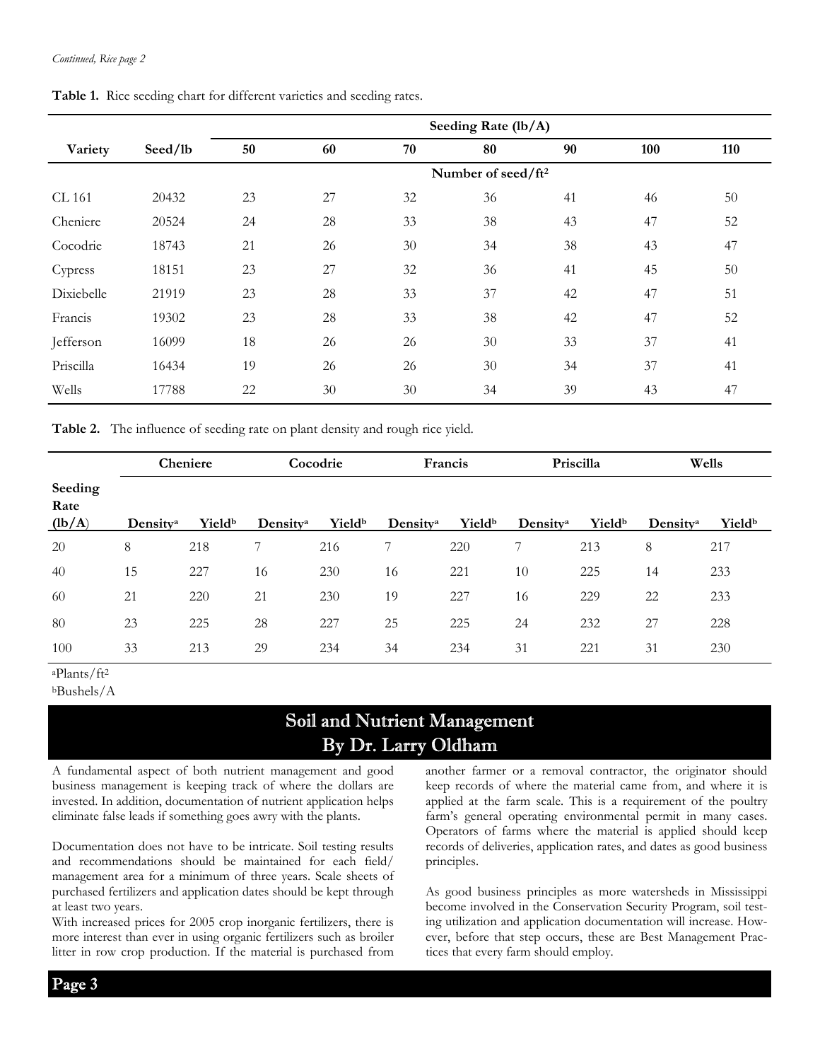*Continued, Rice page 2*

**Table 1.** Rice seeding chart for different varieties and seeding rates.

| Variety | Seed/lb | Seeding Rate (lb/A) | | | | | | |
|---|---|---|---|---|---|---|---|---|
| | | 50 | 60 | 70 | 80 | 90 | 100 | 110 |
| | | Number of seed/ft² | | | | | | |
| CL 161 | 20432 | 23 | 27 | 32 | 36 | 41 | 46 | 50 |
| Cheniere | 20524 | 24 | 28 | 33 | 38 | 43 | 47 | 52 |
| Cocodrie | 18743 | 21 | 26 | 30 | 34 | 38 | 43 | 47 |
| Cypress | 18151 | 23 | 27 | 32 | 36 | 41 | 45 | 50 |
| Dixiebelle | 21919 | 23 | 28 | 33 | 37 | 42 | 47 | 51 |
| Francis | 19302 | 23 | 28 | 33 | 38 | 42 | 47 | 52 |
| Jefferson | 16099 | 18 | 26 | 26 | 30 | 33 | 37 | 41 |
| Priscilla | 16434 | 19 | 26 | 26 | 30 | 34 | 37 | 41 |
| Wells | 17788 | 22 | 30 | 30 | 34 | 39 | 43 | 47 |

**Table 2.** The influence of seeding rate on plant density and rough rice yield.

| Seeding Rate (lb/A) | Cheniere | | Cocodrie | | Francis | | Priscilla | | Wells | |
|---|---|---|---|---|---|---|---|---|---|---|
| | Density[a] | Yield[b] | Density[a] | Yield[b] | Density[a] | Yield[b] | Density[a] | Yield[b] | Density[a] | Yield[b] |
| 20 | 8 | 218 | 7 | 216 | 7 | 220 | 7 | 213 | 8 | 217 |
| 40 | 15 | 227 | 16 | 230 | 16 | 221 | 10 | 225 | 14 | 233 |
| 60 | 21 | 220 | 21 | 230 | 19 | 227 | 16 | 229 | 22 | 233 |
| 80 | 23 | 225 | 28 | 227 | 25 | 225 | 24 | 232 | 27 | 228 |
| 100 | 33 | 213 | 29 | 234 | 34 | 234 | 31 | 221 | 31 | 230 |

[a]Plants/ft²
[b]Bushels/A

## Soil and Nutrient Management
### By Dr. Larry Oldham

A fundamental aspect of both nutrient management and good business management is keeping track of where the dollars are invested. In addition, documentation of nutrient application helps eliminate false leads if something goes awry with the plants.

Documentation does not have to be intricate. Soil testing results and recommendations should be maintained for each field/ management area for a minimum of three years. Scale sheets of purchased fertilizers and application dates should be kept through at least two years.

With increased prices for 2005 crop inorganic fertilizers, there is more interest than ever in using organic fertilizers such as broiler litter in row crop production. If the material is purchased from another farmer or a removal contractor, the originator should keep records of where the material came from, and where it is applied at the farm scale. This is a requirement of the poultry farm's general operating environmental permit in many cases. Operators of farms where the material is applied should keep records of deliveries, application rates, and dates as good business principles.

As good business principles as more watersheds in Mississippi become involved in the Conservation Security Program, soil testing utilization and application documentation will increase. However, before that step occurs, these are Best Management Practices that every farm should employ.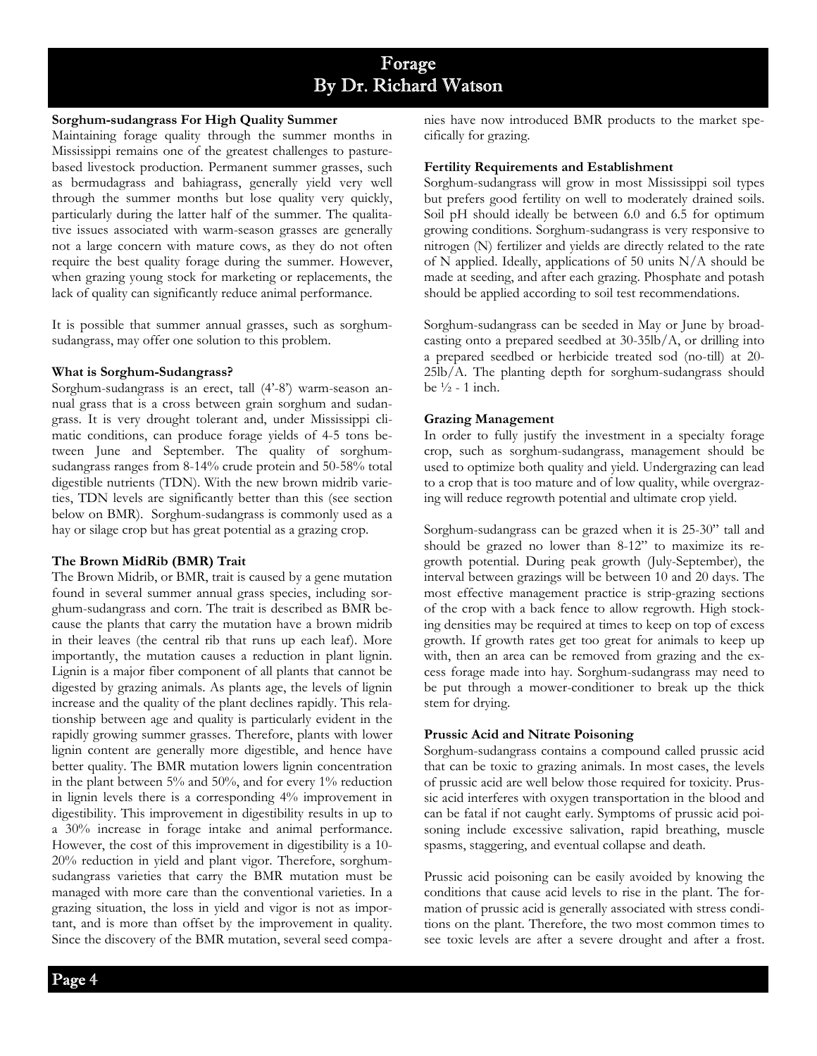# Forage
## By Dr. Richard Watson

### Sorghum-sudangrass For High Quality Summer

Maintaining forage quality through the summer months in Mississippi remains one of the greatest challenges to pasture-based livestock production. Permanent summer grasses, such as bermudagrass and bahiagrass, generally yield very well through the summer months but lose quality very quickly, particularly during the latter half of the summer. The qualitative issues associated with warm-season grasses are generally not a large concern with mature cows, as they do not often require the best quality forage during the summer. However, when grazing young stock for marketing or replacements, the lack of quality can significantly reduce animal performance.

It is possible that summer annual grasses, such as sorghum-sudangrass, may offer one solution to this problem.

### What is Sorghum-Sudangrass?

Sorghum-sudangrass is an erect, tall (4'-8') warm-season annual grass that is a cross between grain sorghum and sudangrass. It is very drought tolerant and, under Mississippi climatic conditions, can produce forage yields of 4-5 tons between June and September. The quality of sorghum-sudangrass ranges from 8-14% crude protein and 50-58% total digestible nutrients (TDN). With the new brown midrib varieties, TDN levels are significantly better than this (see section below on BMR). Sorghum-sudangrass is commonly used as a hay or silage crop but has great potential as a grazing crop.

### The Brown MidRib (BMR) Trait

The Brown Midrib, or BMR, trait is caused by a gene mutation found in several summer annual grass species, including sorghum-sudangrass and corn. The trait is described as BMR because the plants that carry the mutation have a brown midrib in their leaves (the central rib that runs up each leaf). More importantly, the mutation causes a reduction in plant lignin. Lignin is a major fiber component of all plants that cannot be digested by grazing animals. As plants age, the levels of lignin increase and the quality of the plant declines rapidly. This relationship between age and quality is particularly evident in the rapidly growing summer grasses. Therefore, plants with lower lignin content are generally more digestible, and hence have better quality. The BMR mutation lowers lignin concentration in the plant between 5% and 50%, and for every 1% reduction in lignin levels there is a corresponding 4% improvement in digestibility. This improvement in digestibility results in up to a 30% increase in forage intake and animal performance. However, the cost of this improvement in digestibility is a 10-20% reduction in yield and plant vigor. Therefore, sorghum-sudangrass varieties that carry the BMR mutation must be managed with more care than the conventional varieties. In a grazing situation, the loss in yield and vigor is not as important, and is more than offset by the improvement in quality. Since the discovery of the BMR mutation, several seed companies have now introduced BMR products to the market specifically for grazing.

### Fertility Requirements and Establishment

Sorghum-sudangrass will grow in most Mississippi soil types but prefers good fertility on well to moderately drained soils. Soil pH should ideally be between 6.0 and 6.5 for optimum growing conditions. Sorghum-sudangrass is very responsive to nitrogen (N) fertilizer and yields are directly related to the rate of N applied. Ideally, applications of 50 units N/A should be made at seeding, and after each grazing. Phosphate and potash should be applied according to soil test recommendations.

Sorghum-sudangrass can be seeded in May or June by broadcasting onto a prepared seedbed at 30-35lb/A, or drilling into a prepared seedbed or herbicide treated sod (no-till) at 20-25lb/A. The planting depth for sorghum-sudangrass should be ½ - 1 inch.

### Grazing Management

In order to fully justify the investment in a specialty forage crop, such as sorghum-sudangrass, management should be used to optimize both quality and yield. Undergrazing can lead to a crop that is too mature and of low quality, while overgrazing will reduce regrowth potential and ultimate crop yield.

Sorghum-sudangrass can be grazed when it is 25-30" tall and should be grazed no lower than 8-12" to maximize its regrowth potential. During peak growth (July-September), the interval between grazings will be between 10 and 20 days. The most effective management practice is strip-grazing sections of the crop with a back fence to allow regrowth. High stocking densities may be required at times to keep on top of excess growth. If growth rates get too great for animals to keep up with, then an area can be removed from grazing and the excess forage made into hay. Sorghum-sudangrass may need to be put through a mower-conditioner to break up the thick stem for drying.

### Prussic Acid and Nitrate Poisoning

Sorghum-sudangrass contains a compound called prussic acid that can be toxic to grazing animals. In most cases, the levels of prussic acid are well below those required for toxicity. Prussic acid interferes with oxygen transportation in the blood and can be fatal if not caught early. Symptoms of prussic acid poisoning include excessive salivation, rapid breathing, muscle spasms, staggering, and eventual collapse and death.

Prussic acid poisoning can be easily avoided by knowing the conditions that cause acid levels to rise in the plant. The formation of prussic acid is generally associated with stress conditions on the plant. Therefore, the two most common times to see toxic levels are after a severe drought and after a frost.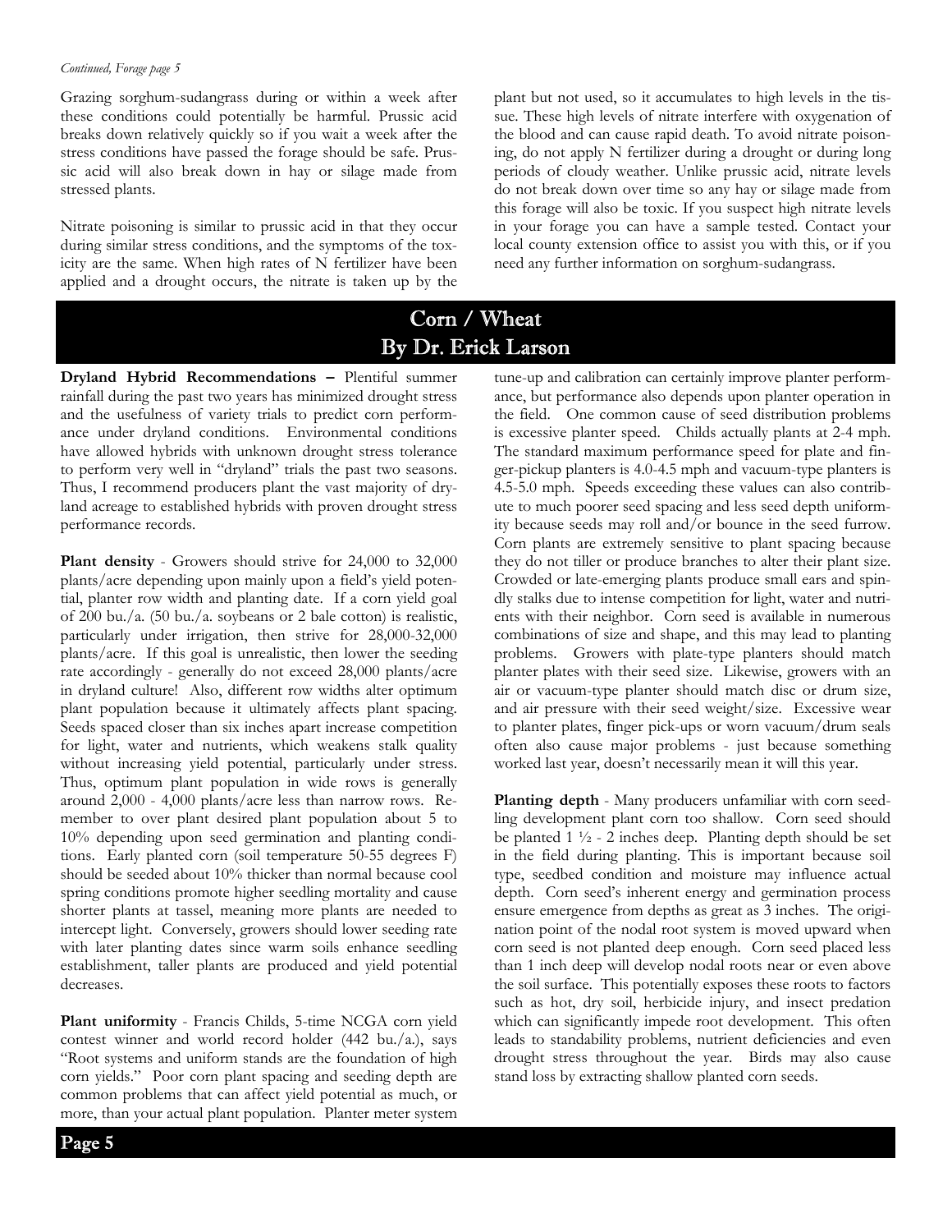*Continued, Forage page 5*

Grazing sorghum-sudangrass during or within a week after these conditions could potentially be harmful. Prussic acid breaks down relatively quickly so if you wait a week after the stress conditions have passed the forage should be safe. Prussic acid will also break down in hay or silage made from stressed plants.

Nitrate poisoning is similar to prussic acid in that they occur during similar stress conditions, and the symptoms of the toxicity are the same. When high rates of N fertilizer have been applied and a drought occurs, the nitrate is taken up by the plant but not used, so it accumulates to high levels in the tissue. These high levels of nitrate interfere with oxygenation of the blood and can cause rapid death. To avoid nitrate poisoning, do not apply N fertilizer during a drought or during long periods of cloudy weather. Unlike prussic acid, nitrate levels do not break down over time so any hay or silage made from this forage will also be toxic. If you suspect high nitrate levels in your forage you can have a sample tested. Contact your local county extension office to assist you with this, or if you need any further information on sorghum-sudangrass.

## Corn / Wheat
### By Dr. Erick Larson

**Dryland Hybrid Recommendations –** Plentiful summer rainfall during the past two years has minimized drought stress and the usefulness of variety trials to predict corn performance under dryland conditions. Environmental conditions have allowed hybrids with unknown drought stress tolerance to perform very well in "dryland" trials the past two seasons. Thus, I recommend producers plant the vast majority of dryland acreage to established hybrids with proven drought stress performance records.

**Plant density** - Growers should strive for 24,000 to 32,000 plants/acre depending upon mainly upon a field's yield potential, planter row width and planting date. If a corn yield goal of 200 bu./a. (50 bu./a. soybeans or 2 bale cotton) is realistic, particularly under irrigation, then strive for 28,000-32,000 plants/acre. If this goal is unrealistic, then lower the seeding rate accordingly - generally do not exceed 28,000 plants/acre in dryland culture! Also, different row widths alter optimum plant population because it ultimately affects plant spacing. Seeds spaced closer than six inches apart increase competition for light, water and nutrients, which weakens stalk quality without increasing yield potential, particularly under stress. Thus, optimum plant population in wide rows is generally around 2,000 - 4,000 plants/acre less than narrow rows. Remember to over plant desired plant population about 5 to 10% depending upon seed germination and planting conditions. Early planted corn (soil temperature 50-55 degrees F) should be seeded about 10% thicker than normal because cool spring conditions promote higher seedling mortality and cause shorter plants at tassel, meaning more plants are needed to intercept light. Conversely, growers should lower seeding rate with later planting dates since warm soils enhance seedling establishment, taller plants are produced and yield potential decreases.

**Plant uniformity** - Francis Childs, 5-time NCGA corn yield contest winner and world record holder (442 bu./a.), says "Root systems and uniform stands are the foundation of high corn yields." Poor corn plant spacing and seeding depth are common problems that can affect yield potential as much, or more, than your actual plant population. Planter meter system tune-up and calibration can certainly improve planter performance, but performance also depends upon planter operation in the field. One common cause of seed distribution problems is excessive planter speed. Childs actually plants at 2-4 mph. The standard maximum performance speed for plate and finger-pickup planters is 4.0-4.5 mph and vacuum-type planters is 4.5-5.0 mph. Speeds exceeding these values can also contribute to much poorer seed spacing and less seed depth uniformity because seeds may roll and/or bounce in the seed furrow. Corn plants are extremely sensitive to plant spacing because they do not tiller or produce branches to alter their plant size. Crowded or late-emerging plants produce small ears and spindly stalks due to intense competition for light, water and nutrients with their neighbor. Corn seed is available in numerous combinations of size and shape, and this may lead to planting problems. Growers with plate-type planters should match planter plates with their seed size. Likewise, growers with an air or vacuum-type planter should match disc or drum size, and air pressure with their seed weight/size. Excessive wear to planter plates, finger pick-ups or worn vacuum/drum seals often also cause major problems - just because something worked last year, doesn't necessarily mean it will this year.

**Planting depth** - Many producers unfamiliar with corn seedling development plant corn too shallow. Corn seed should be planted 1 ½ - 2 inches deep. Planting depth should be set in the field during planting. This is important because soil type, seedbed condition and moisture may influence actual depth. Corn seed's inherent energy and germination process ensure emergence from depths as great as 3 inches. The origination point of the nodal root system is moved upward when corn seed is not planted deep enough. Corn seed placed less than 1 inch deep will develop nodal roots near or even above the soil surface. This potentially exposes these roots to factors such as hot, dry soil, herbicide injury, and insect predation which can significantly impede root development. This often leads to standability problems, nutrient deficiencies and even drought stress throughout the year. Birds may also cause stand loss by extracting shallow planted corn seeds.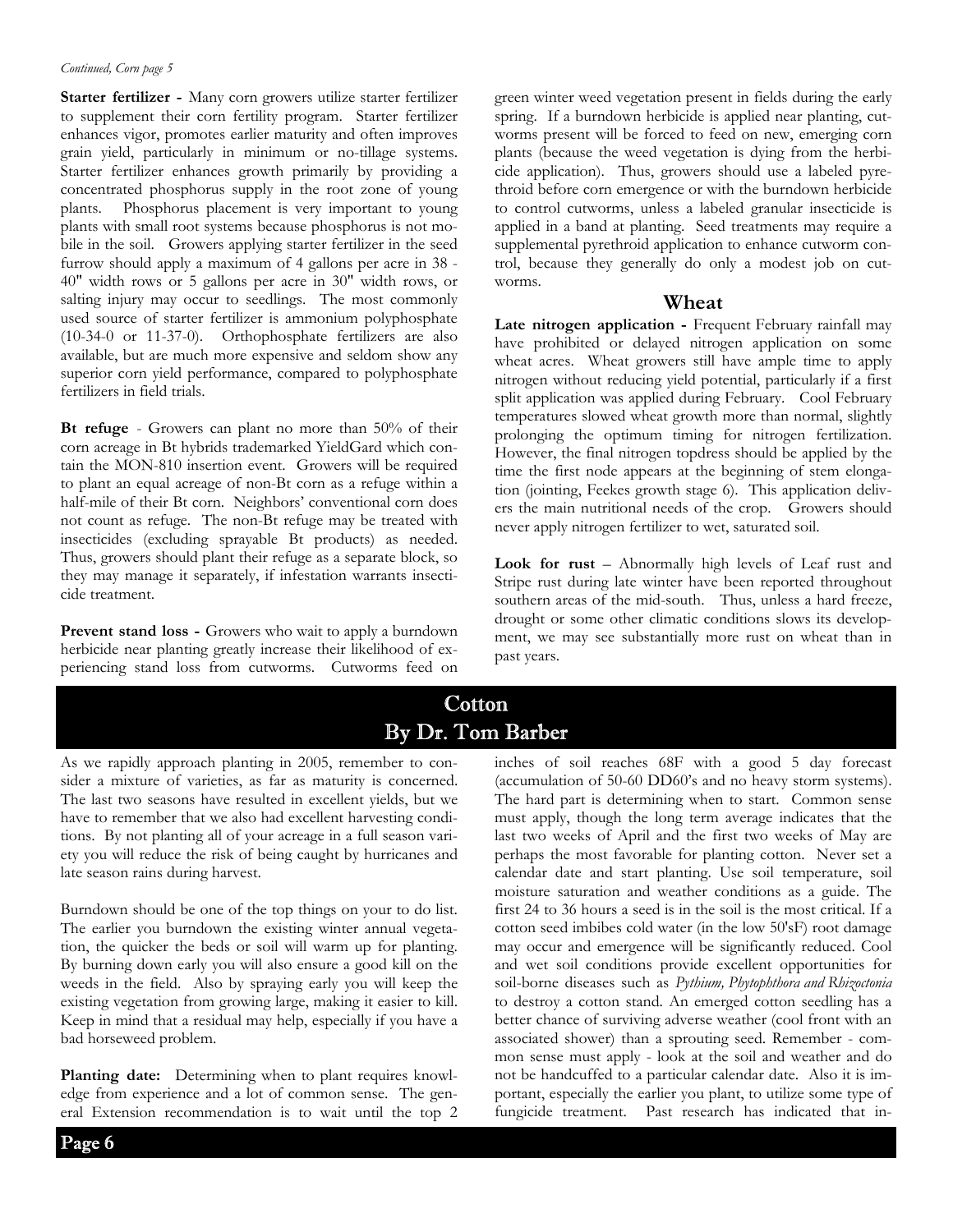*Continued, Corn page 5*

**Starter fertilizer -** Many corn growers utilize starter fertilizer to supplement their corn fertility program. Starter fertilizer enhances vigor, promotes earlier maturity and often improves grain yield, particularly in minimum or no-tillage systems. Starter fertilizer enhances growth primarily by providing a concentrated phosphorus supply in the root zone of young plants. Phosphorus placement is very important to young plants with small root systems because phosphorus is not mobile in the soil. Growers applying starter fertilizer in the seed furrow should apply a maximum of 4 gallons per acre in 38 - 40" width rows or 5 gallons per acre in 30" width rows, or salting injury may occur to seedlings. The most commonly used source of starter fertilizer is ammonium polyphosphate (10-34-0 or 11-37-0). Orthophosphate fertilizers are also available, but are much more expensive and seldom show any superior corn yield performance, compared to polyphosphate fertilizers in field trials.

**Bt refuge** - Growers can plant no more than 50% of their corn acreage in Bt hybrids trademarked YieldGard which contain the MON-810 insertion event. Growers will be required to plant an equal acreage of non-Bt corn as a refuge within a half-mile of their Bt corn. Neighbors' conventional corn does not count as refuge. The non-Bt refuge may be treated with insecticides (excluding sprayable Bt products) as needed. Thus, growers should plant their refuge as a separate block, so they may manage it separately, if infestation warrants insecticide treatment.

**Prevent stand loss -** Growers who wait to apply a burndown herbicide near planting greatly increase their likelihood of experiencing stand loss from cutworms. Cutworms feed on green winter weed vegetation present in fields during the early spring. If a burndown herbicide is applied near planting, cutworms present will be forced to feed on new, emerging corn plants (because the weed vegetation is dying from the herbicide application). Thus, growers should use a labeled pyrethroid before corn emergence or with the burndown herbicide to control cutworms, unless a labeled granular insecticide is applied in a band at planting. Seed treatments may require a supplemental pyrethroid application to enhance cutworm control, because they generally do only a modest job on cutworms.

## Wheat

**Late nitrogen application -** Frequent February rainfall may have prohibited or delayed nitrogen application on some wheat acres. Wheat growers still have ample time to apply nitrogen without reducing yield potential, particularly if a first split application was applied during February. Cool February temperatures slowed wheat growth more than normal, slightly prolonging the optimum timing for nitrogen fertilization. However, the final nitrogen topdress should be applied by the time the first node appears at the beginning of stem elongation (jointing, Feekes growth stage 6). This application delivers the main nutritional needs of the crop. Growers should never apply nitrogen fertilizer to wet, saturated soil.

**Look for rust** – Abnormally high levels of Leaf rust and Stripe rust during late winter have been reported throughout southern areas of the mid-south. Thus, unless a hard freeze, drought or some other climatic conditions slows its development, we may see substantially more rust on wheat than in past years.

# Cotton
## By Dr. Tom Barber

As we rapidly approach planting in 2005, remember to consider a mixture of varieties, as far as maturity is concerned. The last two seasons have resulted in excellent yields, but we have to remember that we also had excellent harvesting conditions. By not planting all of your acreage in a full season variety you will reduce the risk of being caught by hurricanes and late season rains during harvest.

Burndown should be one of the top things on your to do list. The earlier you burndown the existing winter annual vegetation, the quicker the beds or soil will warm up for planting. By burning down early you will also ensure a good kill on the weeds in the field. Also by spraying early you will keep the existing vegetation from growing large, making it easier to kill. Keep in mind that a residual may help, especially if you have a bad horseweed problem.

**Planting date:** Determining when to plant requires knowledge from experience and a lot of common sense. The general Extension recommendation is to wait until the top 2 inches of soil reaches 68F with a good 5 day forecast (accumulation of 50-60 DD60's and no heavy storm systems). The hard part is determining when to start. Common sense must apply, though the long term average indicates that the last two weeks of April and the first two weeks of May are perhaps the most favorable for planting cotton. Never set a calendar date and start planting. Use soil temperature, soil moisture saturation and weather conditions as a guide. The first 24 to 36 hours a seed is in the soil is the most critical. If a cotton seed imbibes cold water (in the low 50'sF) root damage may occur and emergence will be significantly reduced. Cool and wet soil conditions provide excellent opportunities for soil-borne diseases such as *Pythium, Phytophthora and Rhizoctonia* to destroy a cotton stand. An emerged cotton seedling has a better chance of surviving adverse weather (cool front with an associated shower) than a sprouting seed. Remember - common sense must apply - look at the soil and weather and do not be handcuffed to a particular calendar date. Also it is important, especially the earlier you plant, to utilize some type of fungicide treatment. Past research has indicated that in-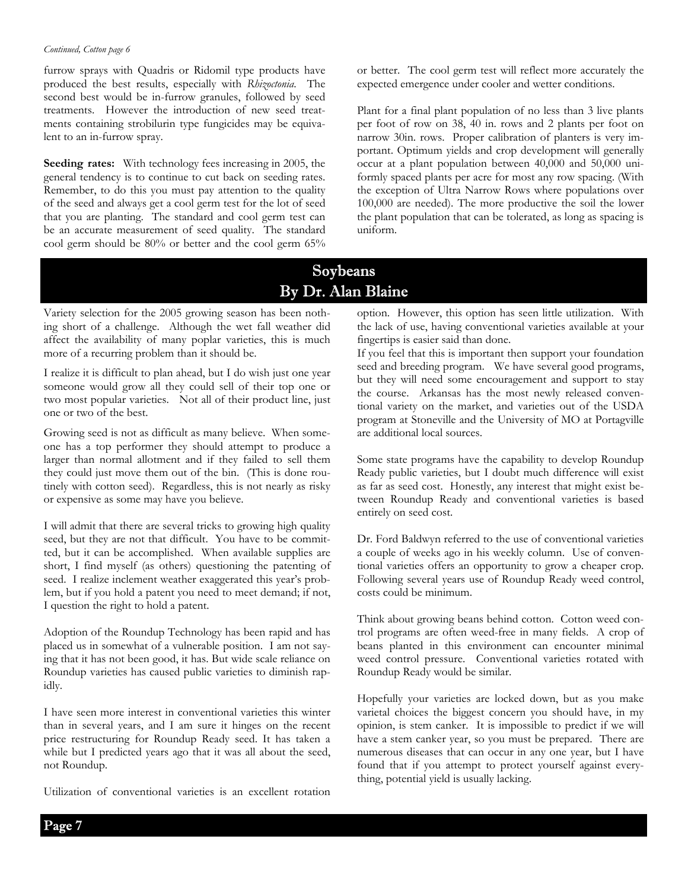*Continued, Cotton page 6*

furrow sprays with Quadris or Ridomil type products have produced the best results, especially with *Rhizoctonia*. The second best would be in-furrow granules, followed by seed treatments. However the introduction of new seed treatments containing strobilurin type fungicides may be equivalent to an in-furrow spray.

**Seeding rates:** With technology fees increasing in 2005, the general tendency is to continue to cut back on seeding rates. Remember, to do this you must pay attention to the quality of the seed and always get a cool germ test for the lot of seed that you are planting. The standard and cool germ test can be an accurate measurement of seed quality. The standard cool germ should be 80% or better and the cool germ 65% or better. The cool germ test will reflect more accurately the expected emergence under cooler and wetter conditions.

Plant for a final plant population of no less than 3 live plants per foot of row on 38, 40 in. rows and 2 plants per foot on narrow 30in. rows. Proper calibration of planters is very important. Optimum yields and crop development will generally occur at a plant population between 40,000 and 50,000 uniformly spaced plants per acre for most any row spacing. (With the exception of Ultra Narrow Rows where populations over 100,000 are needed). The more productive the soil the lower the plant population that can be tolerated, as long as spacing is uniform.

## Soybeans
## By Dr. Alan Blaine

Variety selection for the 2005 growing season has been nothing short of a challenge. Although the wet fall weather did affect the availability of many poplar varieties, this is much more of a recurring problem than it should be.

I realize it is difficult to plan ahead, but I do wish just one year someone would grow all they could sell of their top one or two most popular varieties. Not all of their product line, just one or two of the best.

Growing seed is not as difficult as many believe. When someone has a top performer they should attempt to produce a larger than normal allotment and if they failed to sell them they could just move them out of the bin. (This is done routinely with cotton seed). Regardless, this is not nearly as risky or expensive as some may have you believe.

I will admit that there are several tricks to growing high quality seed, but they are not that difficult. You have to be committed, but it can be accomplished. When available supplies are short, I find myself (as others) questioning the patenting of seed. I realize inclement weather exaggerated this year's problem, but if you hold a patent you need to meet demand; if not, I question the right to hold a patent.

Adoption of the Roundup Technology has been rapid and has placed us in somewhat of a vulnerable position. I am not saying that it has not been good, it has. But wide scale reliance on Roundup varieties has caused public varieties to diminish rapidly.

I have seen more interest in conventional varieties this winter than in several years, and I am sure it hinges on the recent price restructuring for Roundup Ready seed. It has taken a while but I predicted years ago that it was all about the seed, not Roundup.

Utilization of conventional varieties is an excellent rotation option. However, this option has seen little utilization. With the lack of use, having conventional varieties available at your fingertips is easier said than done.

If you feel that this is important then support your foundation seed and breeding program. We have several good programs, but they will need some encouragement and support to stay the course. Arkansas has the most newly released conventional variety on the market, and varieties out of the USDA program at Stoneville and the University of MO at Portagville are additional local sources.

Some state programs have the capability to develop Roundup Ready public varieties, but I doubt much difference will exist as far as seed cost. Honestly, any interest that might exist between Roundup Ready and conventional varieties is based entirely on seed cost.

Dr. Ford Baldwyn referred to the use of conventional varieties a couple of weeks ago in his weekly column. Use of conventional varieties offers an opportunity to grow a cheaper crop. Following several years use of Roundup Ready weed control, costs could be minimum.

Think about growing beans behind cotton. Cotton weed control programs are often weed-free in many fields. A crop of beans planted in this environment can encounter minimal weed control pressure. Conventional varieties rotated with Roundup Ready would be similar.

Hopefully your varieties are locked down, but as you make varietal choices the biggest concern you should have, in my opinion, is stem canker. It is impossible to predict if we will have a stem canker year, so you must be prepared. There are numerous diseases that can occur in any one year, but I have found that if you attempt to protect yourself against everything, potential yield is usually lacking.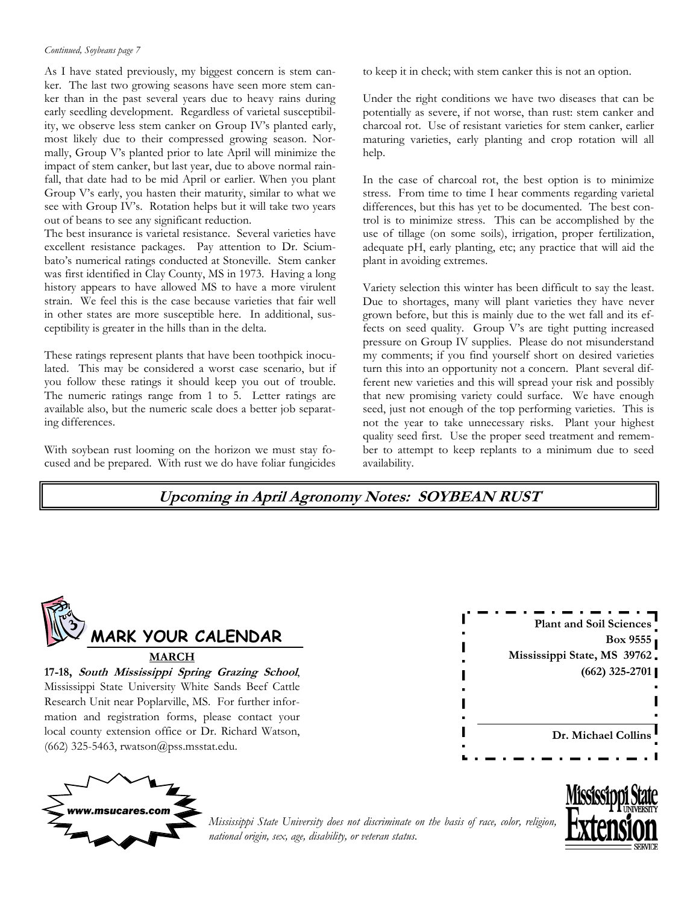*Continued, Soybeans page 7*

As I have stated previously, my biggest concern is stem canker. The last two growing seasons have seen more stem canker than in the past several years due to heavy rains during early seedling development. Regardless of varietal susceptibility, we observe less stem canker on Group IV's planted early, most likely due to their compressed growing season. Normally, Group V's planted prior to late April will minimize the impact of stem canker, but last year, due to above normal rainfall, that date had to be mid April or earlier. When you plant Group V's early, you hasten their maturity, similar to what we see with Group IV's. Rotation helps but it will take two years out of beans to see any significant reduction.

The best insurance is varietal resistance. Several varieties have excellent resistance packages. Pay attention to Dr. Sciumbato's numerical ratings conducted at Stoneville. Stem canker was first identified in Clay County, MS in 1973. Having a long history appears to have allowed MS to have a more virulent strain. We feel this is the case because varieties that fair well in other states are more susceptible here. In additional, susceptibility is greater in the hills than in the delta.

These ratings represent plants that have been toothpick inoculated. This may be considered a worst case scenario, but if you follow these ratings it should keep you out of trouble. The numeric ratings range from 1 to 5. Letter ratings are available also, but the numeric scale does a better job separating differences.

With soybean rust looming on the horizon we must stay focused and be prepared. With rust we do have foliar fungicides to keep it in check; with stem canker this is not an option.

Under the right conditions we have two diseases that can be potentially as severe, if not worse, than rust: stem canker and charcoal rot. Use of resistant varieties for stem canker, earlier maturing varieties, early planting and crop rotation will all help.

In the case of charcoal rot, the best option is to minimize stress. From time to time I hear comments regarding varietal differences, but this has yet to be documented. The best control is to minimize stress. This can be accomplished by the use of tillage (on some soils), irrigation, proper fertilization, adequate pH, early planting, etc; any practice that will aid the plant in avoiding extremes.

Variety selection this winter has been difficult to say the least. Due to shortages, many will plant varieties they have never grown before, but this is mainly due to the wet fall and its effects on seed quality. Group V's are tight putting increased pressure on Group IV supplies. Please do not misunderstand my comments; if you find yourself short on desired varieties turn this into an opportunity not a concern. Plant several different new varieties and this will spread your risk and possibly that new promising variety could surface. We have enough seed, just not enough of the top performing varieties. This is not the year to take unnecessary risks. Plant your highest quality seed first. Use the proper seed treatment and remember to attempt to keep replants to a minimum due to seed availability.

## *Upcoming in April Agronomy Notes: SOYBEAN RUST*

## MARK YOUR CALENDAR

**MARCH**

**17-18, *South Mississippi Spring Grazing School***, Mississippi State University White Sands Beef Cattle Research Unit near Poplarville, MS. For further information and registration forms, please contact your local county extension office or Dr. Richard Watson, (662) 325-5463, rwatson@pss.msstat.edu.

**Plant and Soil Sciences**
**Box 9555**
**Mississippi State, MS 39762**
**(662) 325-2701**

**Dr. Michael Collins**

www.msucares.com

*Mississippi State University does not discriminate on the basis of race, color, religion, national origin, sex, age, disability, or veteran status.*

Mississippi State University Extension Service